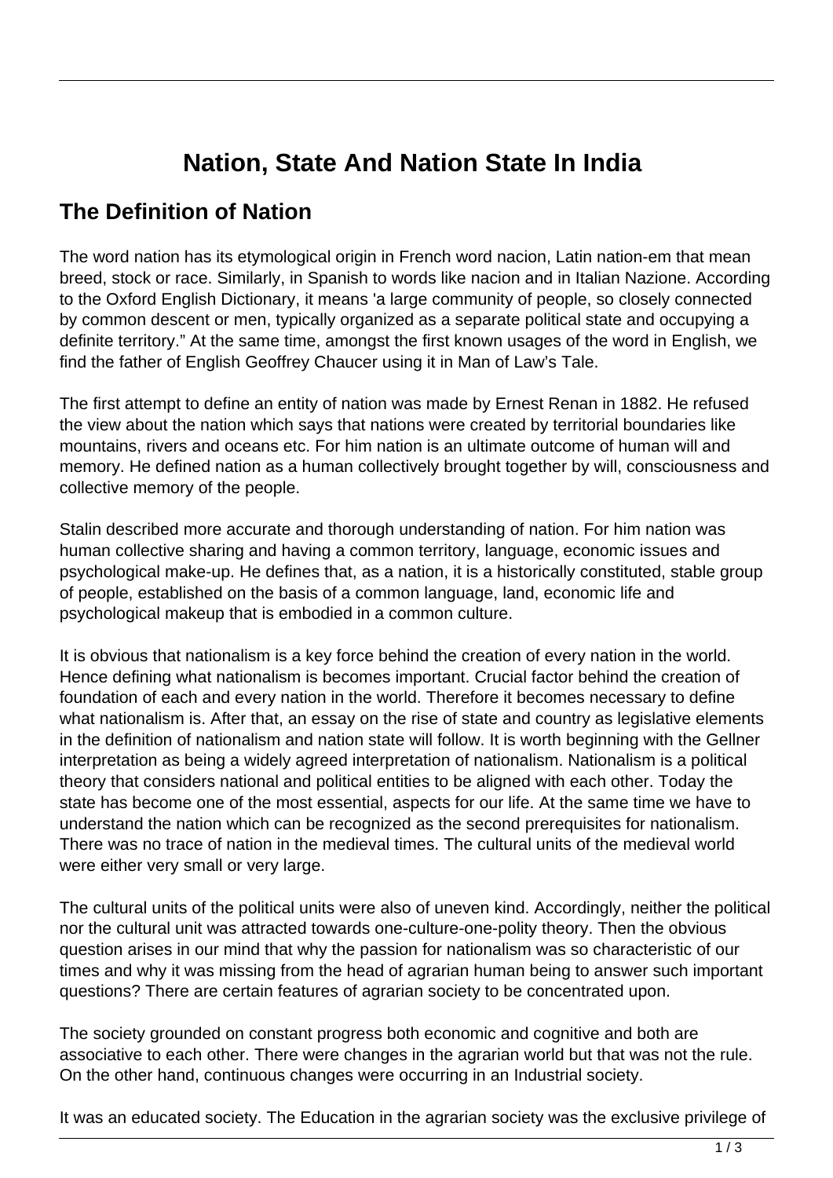# Nation, State And Nation State In India

## The Definition of Nation

The word nation has its etymological origin in French word nacion, Latin nation-em that mean breed, stock or race. Similarly, in Spanish to words like nacion and in Italian Nazione. According to the Oxford English Dictionary, it means 'a large community of people, so closely connected by common descent or men, typically organized as a separate political state and occupying a definite territory." At the same time, amongst the first known usages of the word in English, we find the father of English Geoffrey Chaucer using it in Man of Law's Tale.

The first attempt to define an entity of nation was made by Ernest Renan in 1882. He refused the view about the nation which says that nations were created by territorial boundaries like mountains, rivers and oceans etc. For him nation is an ultimate outcome of human will and memory. He defined nation as a human collectively brought together by will, consciousness and collective memory of the people.

Stalin described more accurate and thorough understanding of nation. For him nation was human collective sharing and having a common territory, language, economic issues and psychological make-up. He defines that, as a nation, it is a historically constituted, stable group of people, established on the basis of a common language, land, economic life and psychological makeup that is embodied in a common culture.

It is obvious that nationalism is a key force behind the creation of every nation in the world. Hence defining what nationalism is becomes important. Crucial factor behind the creation of foundation of each and every nation in the world. Therefore it becomes necessary to define what nationalism is. After that, an essay on the rise of state and country as legislative elements in the definition of nationalism and nation state will follow. It is worth beginning with the Gellner interpretation as being a widely agreed interpretation of nationalism. Nationalism is a political theory that considers national and political entities to be aligned with each other. Today the state has become one of the most essential, aspects for our life. At the same time we have to understand the nation which can be recognized as the second prerequisites for nationalism. There was no trace of nation in the medieval times. The cultural units of the medieval world were either very small or very large.

The cultural units of the political units were also of uneven kind. Accordingly, neither the political nor the cultural unit was attracted towards one-culture-one-polity theory. Then the obvious question arises in our mind that why the passion for nationalism was so characteristic of our times and why it was missing from the head of agrarian human being to answer such important questions? There are certain features of agrarian society to be concentrated upon.

The society grounded on constant progress both economic and cognitive and both are associative to each other. There were changes in the agrarian world but that was not the rule. On the other hand, continuous changes were occurring in an Industrial society.

It was an educated society. The Education in the agrarian society was the exclusive privilege of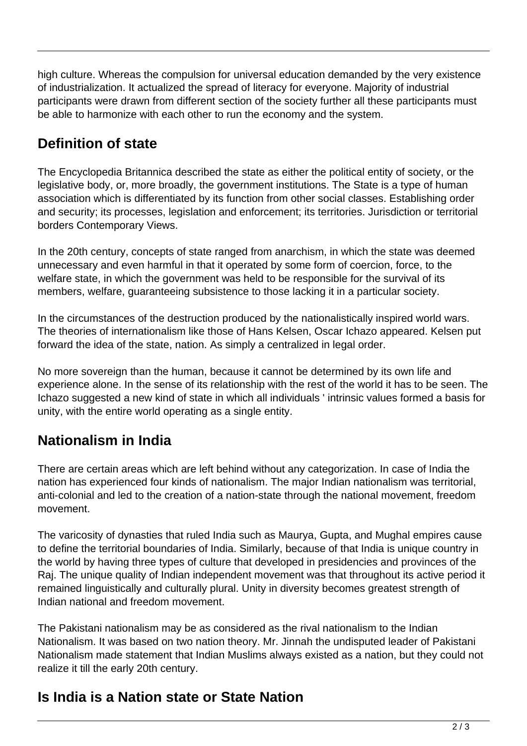high culture. Whereas the compulsion for universal education demanded by the very existence of industrialization. It actualized the spread of literacy for everyone. Majority of industrial participants were drawn from different section of the society further all these participants must be able to harmonize with each other to run the economy and the system.

## Definition of state

The Encyclopedia Britannica described the state as either the political entity of society, or the legislative body, or, more broadly, the government institutions. The State is a type of human association which is differentiated by its function from other social classes. Establishing order and security; its processes, legislation and enforcement; its territories. Jurisdiction or territorial borders Contemporary Views.

In the 20th century, concepts of state ranged from anarchism, in which the state was deemed unnecessary and even harmful in that it operated by some form of coercion, force, to the welfare state, in which the government was held to be responsible for the survival of its members, welfare, guaranteeing subsistence to those lacking it in a particular society.

In the circumstances of the destruction produced by the nationalistically inspired world wars. The theories of internationalism like those of Hans Kelsen, Oscar Ichazo appeared. Kelsen put forward the idea of the state, nation. As simply a centralized in legal order.

No more sovereign than the human, because it cannot be determined by its own life and experience alone. In the sense of its relationship with the rest of the world it has to be seen. The Ichazo suggested a new kind of state in which all individuals ' intrinsic values formed a basis for unity, with the entire world operating as a single entity.

## Nationalism in India

There are certain areas which are left behind without any categorization. In case of India the nation has experienced four kinds of nationalism. The major Indian nationalism was territorial, anti-colonial and led to the creation of a nation-state through the national movement, freedom movement.

The varicosity of dynasties that ruled India such as Maurya, Gupta, and Mughal empires cause to define the territorial boundaries of India. Similarly, because of that India is unique country in the world by having three types of culture that developed in presidencies and provinces of the Raj. The unique quality of Indian independent movement was that throughout its active period it remained linguistically and culturally plural. Unity in diversity becomes greatest strength of Indian national and freedom movement.

The Pakistani nationalism may be as considered as the rival nationalism to the Indian Nationalism. It was based on two nation theory. Mr. Jinnah the undisputed leader of Pakistani Nationalism made statement that Indian Muslims always existed as a nation, but they could not realize it till the early 20th century.

## Is India is a Nation state or State Nation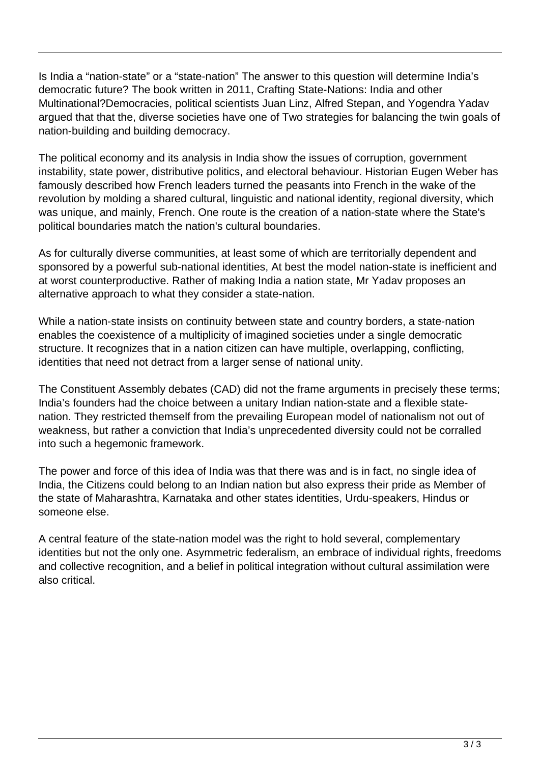Is India a “nation-state” or a “state-nation” The answer to this question will determine India’s democratic future? The book written in 2011, Crafting State-Nations: India and other Multinational?Democracies, political scientists Juan Linz, Alfred Stepan, and Yogendra Yadav argued that that the, diverse societies have one of Two strategies for balancing the twin goals of nation-building and building democracy.

The political economy and its analysis in India show the issues of corruption, government instability, state power, distributive politics, and electoral behaviour. Historian Eugen Weber has famously described how French leaders turned the peasants into French in the wake of the revolution by molding a shared cultural, linguistic and national identity, regional diversity, which was unique, and mainly, French. One route is the creation of a nation-state where the State's political boundaries match the nation's cultural boundaries.

As for culturally diverse communities, at least some of which are territorially dependent and sponsored by a powerful sub-national identities, At best the model nation-state is inefficient and at worst counterproductive. Rather of making India a nation state, Mr Yadav proposes an alternative approach to what they consider a state-nation.

While a nation-state insists on continuity between state and country borders, a state-nation enables the coexistence of a multiplicity of imagined societies under a single democratic structure. It recognizes that in a nation citizen can have multiple, overlapping, conflicting, identities that need not detract from a larger sense of national unity.

The Constituent Assembly debates (CAD) did not the frame arguments in precisely these terms; India’s founders had the choice between a unitary Indian nation-state and a flexible state-nation. They restricted themself from the prevailing European model of nationalism not out of weakness, but rather a conviction that India’s unprecedented diversity could not be corralled into such a hegemonic framework.

The power and force of this idea of India was that there was and is in fact, no single idea of India, the Citizens could belong to an Indian nation but also express their pride as Member of the state of Maharashtra, Karnataka and other states identities, Urdu-speakers, Hindus or someone else.

A central feature of the state-nation model was the right to hold several, complementary identities but not the only one. Asymmetric federalism, an embrace of individual rights, freedoms and collective recognition, and a belief in political integration without cultural assimilation were also critical.